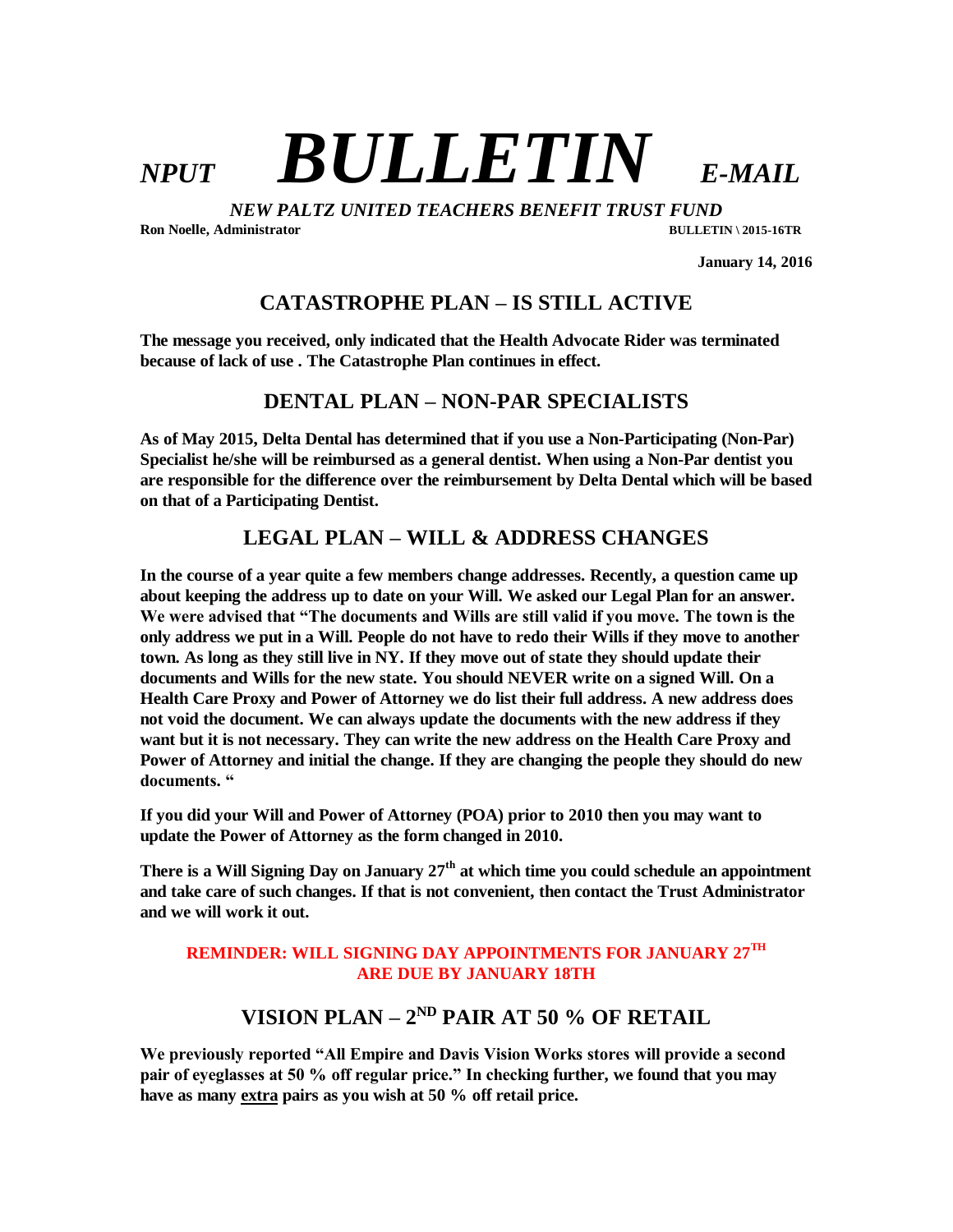# *NPUT* ***BULLETIN*** *E-MAIL*

***NEW PALTZ UNITED TEACHERS BENEFIT TRUST FUND***

**Ron Noelle, Administrator** **BULLETIN \ 2015-16TR**

**January 14, 2016**

## CATASTROPHE PLAN – IS STILL ACTIVE

**The message you received, only indicated that the Health Advocate Rider was terminated because of lack of use . The Catastrophe Plan continues in effect.**

## DENTAL PLAN – NON-PAR SPECIALISTS

**As of May 2015, Delta Dental has determined that if you use a Non-Participating (Non-Par) Specialist he/she will be reimbursed as a general dentist. When using a Non-Par dentist you are responsible for the difference over the reimbursement by Delta Dental which will be based on that of a Participating Dentist.**

## LEGAL PLAN – WILL & ADDRESS CHANGES

**In the course of a year quite a few members change addresses. Recently, a question came up about keeping the address up to date on your Will. We asked our Legal Plan for an answer. We were advised that "The documents and Wills are still valid if you move. The town is the only address we put in a Will. People do not have to redo their Wills if they move to another town. As long as they still live in NY. If they move out of state they should update their documents and Wills for the new state. You should NEVER write on a signed Will. On a Health Care Proxy and Power of Attorney we do list their full address. A new address does not void the document. We can always update the documents with the new address if they want but it is not necessary. They can write the new address on the Health Care Proxy and Power of Attorney and initial the change. If they are changing the people they should do new documents. "**

**If you did your Will and Power of Attorney (POA) prior to 2010 then you may want to update the Power of Attorney as the form changed in 2010.**

**There is a Will Signing Day on January 27th at which time you could schedule an appointment and take care of such changes. If that is not convenient, then contact the Trust Administrator and we will work it out.**

**REMINDER: WILL SIGNING DAY APPOINTMENTS FOR JANUARY 27TH ARE DUE BY JANUARY 18TH**

## VISION PLAN – 2ND PAIR AT 50 % OF RETAIL

**We previously reported "All Empire and Davis Vision Works stores will provide a second pair of eyeglasses at 50 % off regular price." In checking further, we found that you may have as many <u>extra</u> pairs as you wish at 50 % off retail price.**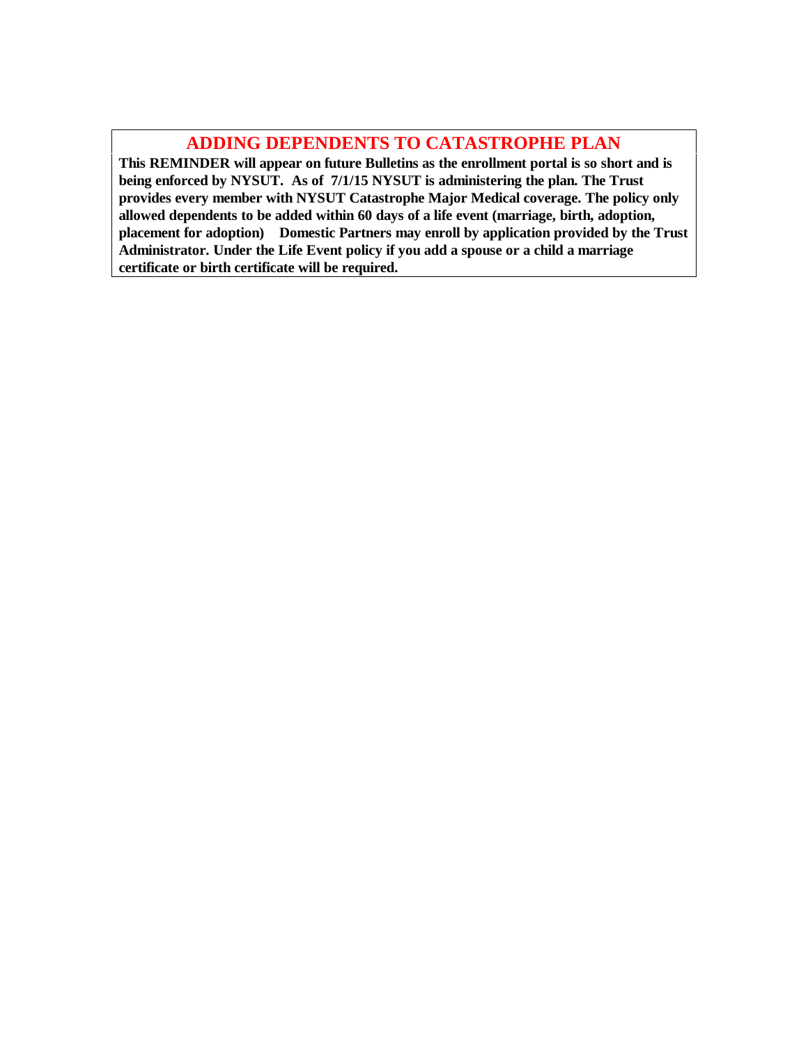## ADDING DEPENDENTS TO CATASTROPHE PLAN

**This REMINDER will appear on future Bulletins as the enrollment portal is so short and is being enforced by NYSUT. As of 7/1/15 NYSUT is administering the plan. The Trust provides every member with NYSUT Catastrophe Major Medical coverage. The policy only allowed dependents to be added within 60 days of a life event (marriage, birth, adoption, placement for adoption) Domestic Partners may enroll by application provided by the Trust Administrator. Under the Life Event policy if you add a spouse or a child a marriage certificate or birth certificate will be required.**